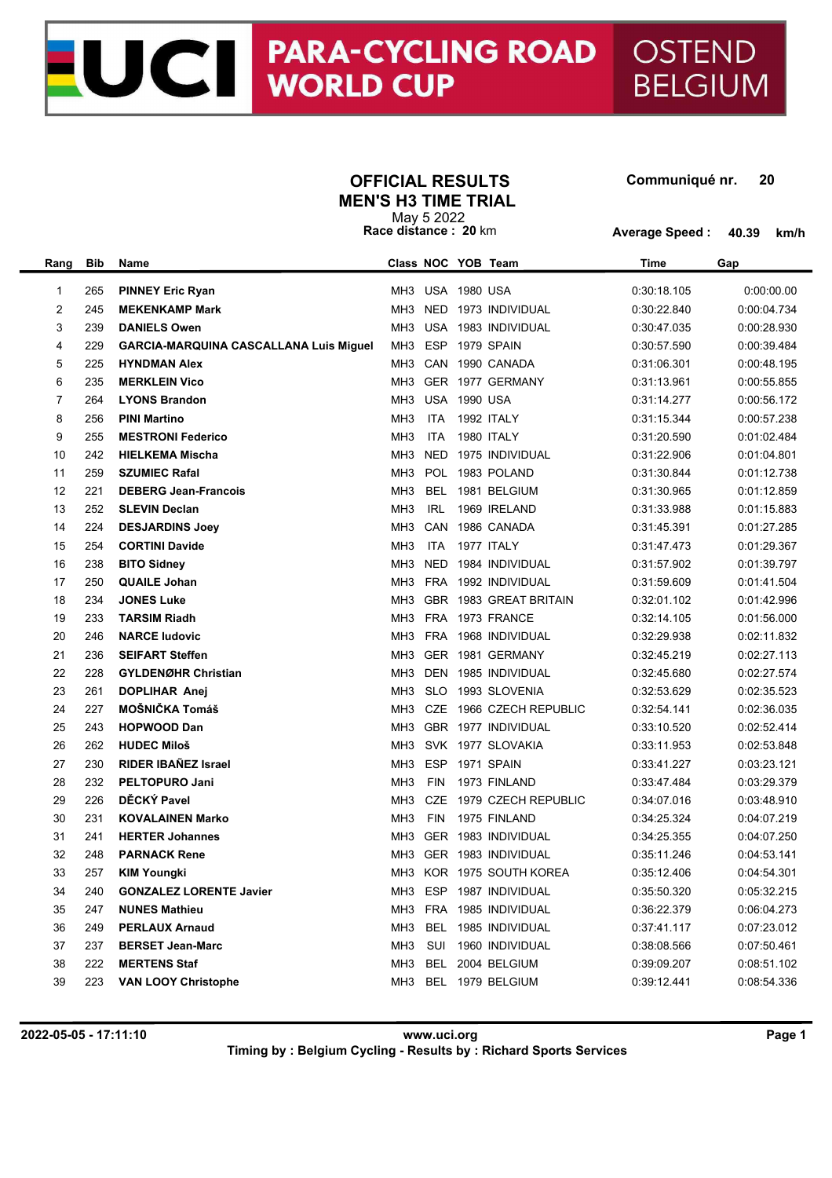# UCI PARA-CYCLING ROAD WORLD CUP OSTEND BELGIUM

## OFFICIAL RESULTS
## MEN'S H3 TIME TRIAL

May 5 2022

**Race distance : 20 km**

**Communiqué nr. 20**

**Average Speed : 40.39 km/h**

| Rang | Bib | Name | Class | NOC | YOB | Team | Time | Gap |
|---|---|---|---|---|---|---|---|---|
| 1 | 265 | **PINNEY Eric Ryan** | MH3 | USA | 1980 | USA | 0:30:18.105 | 0:00:00.00 |
| 2 | 245 | **MEKENKAMP Mark** | MH3 | NED | 1973 | INDIVIDUAL | 0:30:22.840 | 0:00:04.734 |
| 3 | 239 | **DANIELS Owen** | MH3 | USA | 1983 | INDIVIDUAL | 0:30:47.035 | 0:00:28.930 |
| 4 | 229 | **GARCIA-MARQUINA CASCALLANA Luis Miguel** | MH3 | ESP | 1979 | SPAIN | 0:30:57.590 | 0:00:39.484 |
| 5 | 225 | **HYNDMAN Alex** | MH3 | CAN | 1990 | CANADA | 0:31:06.301 | 0:00:48.195 |
| 6 | 235 | **MERKLEIN Vico** | MH3 | GER | 1977 | GERMANY | 0:31:13.961 | 0:00:55.855 |
| 7 | 264 | **LYONS Brandon** | MH3 | USA | 1990 | USA | 0:31:14.277 | 0:00:56.172 |
| 8 | 256 | **PINI Martino** | MH3 | ITA | 1992 | ITALY | 0:31:15.344 | 0:00:57.238 |
| 9 | 255 | **MESTRONI Federico** | MH3 | ITA | 1980 | ITALY | 0:31:20.590 | 0:01:02.484 |
| 10 | 242 | **HIELKEMA Mischa** | MH3 | NED | 1975 | INDIVIDUAL | 0:31:22.906 | 0:01:04.801 |
| 11 | 259 | **SZUMIEC Rafal** | MH3 | POL | 1983 | POLAND | 0:31:30.844 | 0:01:12.738 |
| 12 | 221 | **DEBERG Jean-Francois** | MH3 | BEL | 1981 | BELGIUM | 0:31:30.965 | 0:01:12.859 |
| 13 | 252 | **SLEVIN Declan** | MH3 | IRL | 1969 | IRELAND | 0:31:33.988 | 0:01:15.883 |
| 14 | 224 | **DESJARDINS Joey** | MH3 | CAN | 1986 | CANADA | 0:31:45.391 | 0:01:27.285 |
| 15 | 254 | **CORTINI Davide** | MH3 | ITA | 1977 | ITALY | 0:31:47.473 | 0:01:29.367 |
| 16 | 238 | **BITO Sidney** | MH3 | NED | 1984 | INDIVIDUAL | 0:31:57.902 | 0:01:39.797 |
| 17 | 250 | **QUAILE Johan** | MH3 | FRA | 1992 | INDIVIDUAL | 0:31:59.609 | 0:01:41.504 |
| 18 | 234 | **JONES Luke** | MH3 | GBR | 1983 | GREAT BRITAIN | 0:32:01.102 | 0:01:42.996 |
| 19 | 233 | **TARSIM Riadh** | MH3 | FRA | 1973 | FRANCE | 0:32:14.105 | 0:01:56.000 |
| 20 | 246 | **NARCE ludovic** | MH3 | FRA | 1968 | INDIVIDUAL | 0:32:29.938 | 0:02:11.832 |
| 21 | 236 | **SEIFART Steffen** | MH3 | GER | 1981 | GERMANY | 0:32:45.219 | 0:02:27.113 |
| 22 | 228 | **GYLDENØHR Christian** | MH3 | DEN | 1985 | INDIVIDUAL | 0:32:45.680 | 0:02:27.574 |
| 23 | 261 | **DOPLIHAR Anej** | MH3 | SLO | 1993 | SLOVENIA | 0:32:53.629 | 0:02:35.523 |
| 24 | 227 | **MOŠNIČKA Tomáš** | MH3 | CZE | 1966 | CZECH REPUBLIC | 0:32:54.141 | 0:02:36.035 |
| 25 | 243 | **HOPWOOD Dan** | MH3 | GBR | 1977 | INDIVIDUAL | 0:33:10.520 | 0:02:52.414 |
| 26 | 262 | **HUDEC Miloš** | MH3 | SVK | 1977 | SLOVAKIA | 0:33:11.953 | 0:02:53.848 |
| 27 | 230 | **RIDER IBAÑEZ Israel** | MH3 | ESP | 1971 | SPAIN | 0:33:41.227 | 0:03:23.121 |
| 28 | 232 | **PELTOPURO Jani** | MH3 | FIN | 1973 | FINLAND | 0:33:47.484 | 0:03:29.379 |
| 29 | 226 | **DĚCKÝ Pavel** | MH3 | CZE | 1979 | CZECH REPUBLIC | 0:34:07.016 | 0:03:48.910 |
| 30 | 231 | **KOVALAINEN Marko** | MH3 | FIN | 1975 | FINLAND | 0:34:25.324 | 0:04:07.219 |
| 31 | 241 | **HERTER Johannes** | MH3 | GER | 1983 | INDIVIDUAL | 0:34:25.355 | 0:04:07.250 |
| 32 | 248 | **PARNACK Rene** | MH3 | GER | 1983 | INDIVIDUAL | 0:35:11.246 | 0:04:53.141 |
| 33 | 257 | **KIM Youngki** | MH3 | KOR | 1975 | SOUTH KOREA | 0:35:12.406 | 0:04:54.301 |
| 34 | 240 | **GONZALEZ LORENTE Javier** | MH3 | ESP | 1987 | INDIVIDUAL | 0:35:50.320 | 0:05:32.215 |
| 35 | 247 | **NUNES Mathieu** | MH3 | FRA | 1985 | INDIVIDUAL | 0:36:22.379 | 0:06:04.273 |
| 36 | 249 | **PERLAUX Arnaud** | MH3 | BEL | 1985 | INDIVIDUAL | 0:37:41.117 | 0:07:23.012 |
| 37 | 237 | **BERSET Jean-Marc** | MH3 | SUI | 1960 | INDIVIDUAL | 0:38:08.566 | 0:07:50.461 |
| 38 | 222 | **MERTENS Staf** | MH3 | BEL | 2004 | BELGIUM | 0:39:09.207 | 0:08:51.102 |
| 39 | 223 | **VAN LOOY Christophe** | MH3 | BEL | 1979 | BELGIUM | 0:39:12.441 | 0:08:54.336 |

**2022-05-05 - 17:11:10** **www.uci.org**

**Timing by : Belgium Cycling - Results by : Richard Sports Services**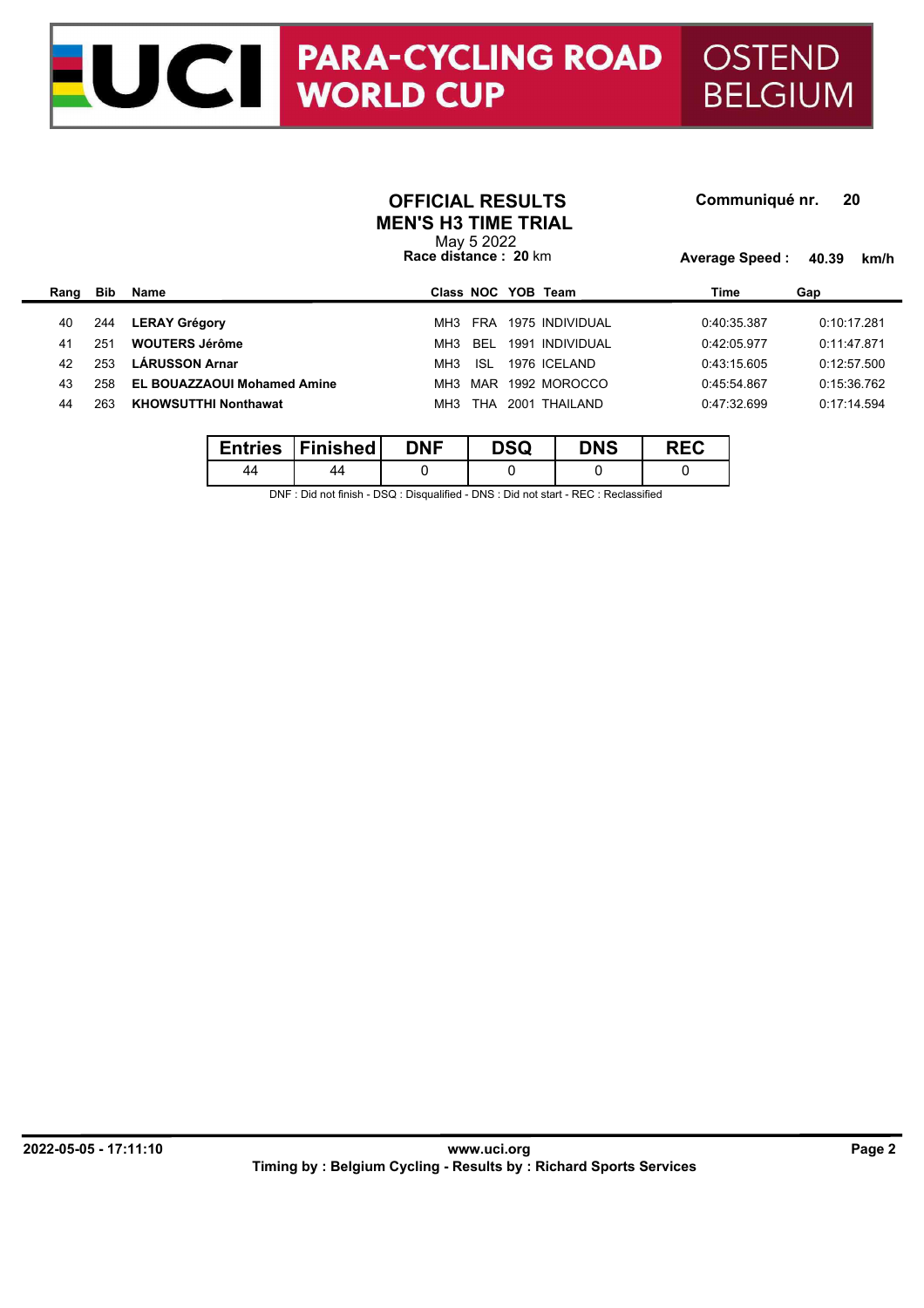UCI PARA-CYCLING ROAD WORLD CUP OSTEND BELGIUM

## OFFICIAL RESULTS
## MEN'S H3 TIME TRIAL

May 5 2022

**Race distance : 20** km

**Communiqué nr. 20**

**Average Speed : 40.39 km/h**

| Rang | Bib | Name | Class | NOC | YOB | Team | Time | Gap |
|---|---|---|---|---|---|---|---|---|
| 40 | 244 | **LERAY Grégory** | MH3 | FRA | 1975 | INDIVIDUAL | 0:40:35.387 | 0:10:17.281 |
| 41 | 251 | **WOUTERS Jérôme** | MH3 | BEL | 1991 | INDIVIDUAL | 0:42:05.977 | 0:11:47.871 |
| 42 | 253 | **LÁRUSSON Arnar** | MH3 | ISL | 1976 | ICELAND | 0:43:15.605 | 0:12:57.500 |
| 43 | 258 | **EL BOUAZZAOUI Mohamed Amine** | MH3 | MAR | 1992 | MOROCCO | 0:45:54.867 | 0:15:36.762 |
| 44 | 263 | **KHOWSUTTHI Nonthawat** | MH3 | THA | 2001 | THAILAND | 0:47:32.699 | 0:17:14.594 |

| Entries | Finished | DNF | DSQ | DNS | REC |
|---|---|---|---|---|---|
| 44 | 44 | 0 | 0 | 0 | 0 |

DNF : Did not finish - DSQ : Disqualified - DNS : Did not start - REC : Reclassified

**2022-05-05 - 17:11:10** **www.uci.org**

**Timing by : Belgium Cycling - Results by : Richard Sports Services**